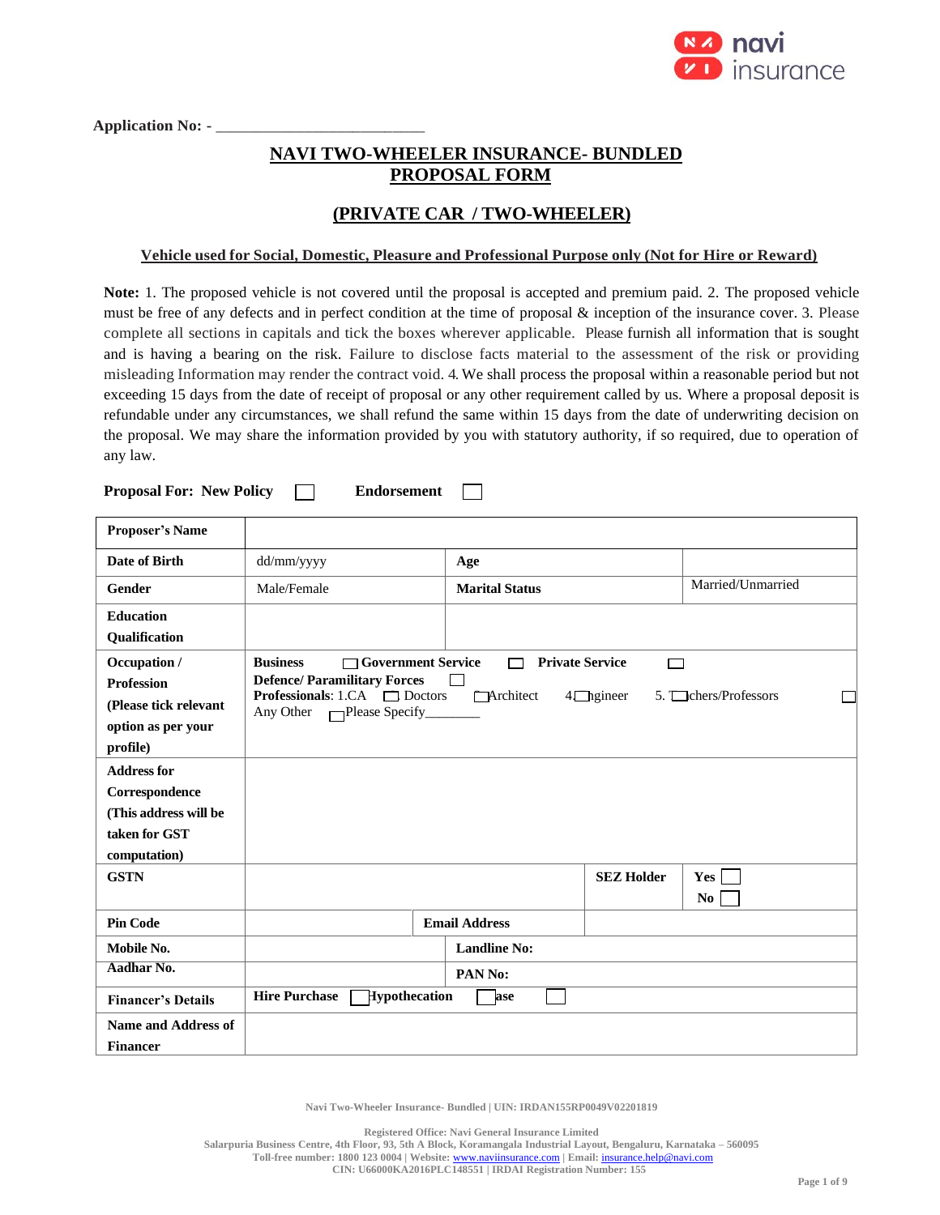Application No: - ___________________________

# NAVI TWO-WHEELER INSURANCE- BUNDLED PROPOSAL FORM

## (PRIVATE CAR / TWO-WHEELER)

**Vehicle used for Social, Domestic, Pleasure and Professional Purpose only (Not for Hire or Reward)**

**Note:** 1. The proposed vehicle is not covered until the proposal is accepted and premium paid. 2. The proposed vehicle must be free of any defects and in perfect condition at the time of proposal & inception of the insurance cover. 3. Please complete all sections in capitals and tick the boxes wherever applicable. Please furnish all information that is sought and is having a bearing on the risk. Failure to disclose facts material to the assessment of the risk or providing misleading Information may render the contract void. 4. We shall process the proposal within a reasonable period but not exceeding 15 days from the date of receipt of proposal or any other requirement called by us. Where a proposal deposit is refundable under any circumstances, we shall refund the same within 15 days from the date of underwriting decision on the proposal. We may share the information provided by you with statutory authority, if so required, due to operation of any law.

**Proposal For: New Policy** ☐ **Endorsement** ☐

| **Proposer's Name** | | | |
|---|---|---|---|
| **Date of Birth** | dd/mm/yyyy | **Age** | |
| **Gender** | Male/Female | **Marital Status** | Married/Unmarried |
| **Education Qualification** | | | |
| **Occupation / Profession (Please tick relevant option as per your profile)** | **Business** ☐ **Government Service** ☐ **Private Service** ☐ **Defence/ Paramilitary Forces** ☐ **Professionals**: 1.CA ☐ Doctors ☐ Architect 4.☐ Engineer 5. ☐ Teachers/Professors ☐ Any Other ☐ Please Specify________ | | |
| **Address for Correspondence (This address will be taken for GST computation)** | | | |
| **GSTN** | | **SEZ Holder** | **Yes** ☐ **No** ☐ |
| **Pin Code** | | **Email Address** | |
| **Mobile No.** | | **Landline No:** | |
| **Aadhar No.** | | **PAN No:** | |
| **Financer's Details** | **Hire Purchase** ☐ **Hypothecation** ☐ **Lease** ☐ | | |
| **Name and Address of Financer** | | | |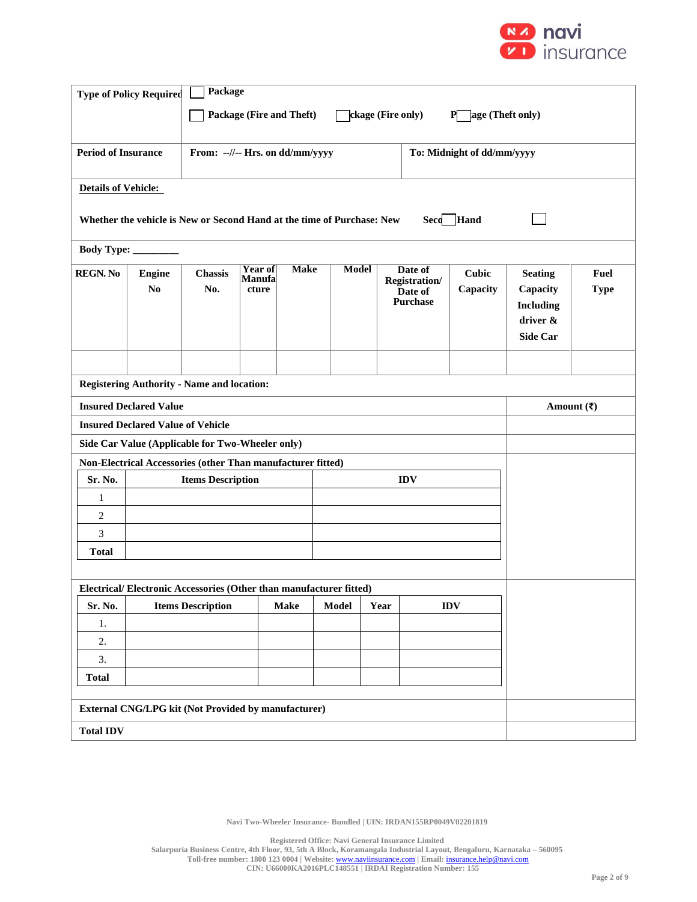| Type of Policy Required | ☐ Package | | |
|---|---|---|---|
| | ☐ Package (Fire and Theft) | ☐ Package (Fire only) | ☐ Package (Theft only) |
| Period of Insurance | From: --//-- Hrs. on dd/mm/yyyy | To: Midnight of dd/mm/yyyy | |

**Details of Vehicle:**

Whether the vehicle is New or Second Hand at the time of Purchase: New ☐ Second Hand ☐

Body Type: _________

| REGN. No | Engine No | Chassis No. | Year of Manufacture | Make | Model | Date of Registration/ Date of Purchase | Cubic Capacity | Seating Capacity Including driver & Side Car | Fuel Type |
|---|---|---|---|---|---|---|---|---|---|
| | | | | | | | | | |

Registering Authority - Name and location:

| Insured Declared Value | Amount (₹) |
|---|---|
| Insured Declared Value of Vehicle | |
| Side Car Value (Applicable for Two-Wheeler only) | |
| Non-Electrical Accessories (other Than manufacturer fitted) | |

| Sr. No. | Items Description | IDV |
|---|---|---|
| 1 | | |
| 2 | | |
| 3 | | |
| Total | | |

Electrical/ Electronic Accessories (Other than manufacturer fitted)

| Sr. No. | Items Description | Make | Model | Year | IDV |
|---|---|---|---|---|---|
| 1. | | | | | |
| 2. | | | | | |
| 3. | | | | | |
| Total | | | | | |

| | |
|---|---|
| External CNG/LPG kit (Not Provided by manufacturer) | |
| Total IDV | |

Navi Two-Wheeler Insurance- Bundled | UIN: IRDAN155RP0049V02201819

Registered Office: Navi General Insurance Limited
Salarpuria Business Centre, 4th Floor, 93, 5th A Block, Koramangala Industrial Layout, Bengaluru, Karnataka – 560095
Toll-free number: 1800 123 0004 | Website: www.naviinsurance.com | Email: insurance.help@navi.com
CIN: U66000KA2016PLC148551 | IRDAI Registration Number: 155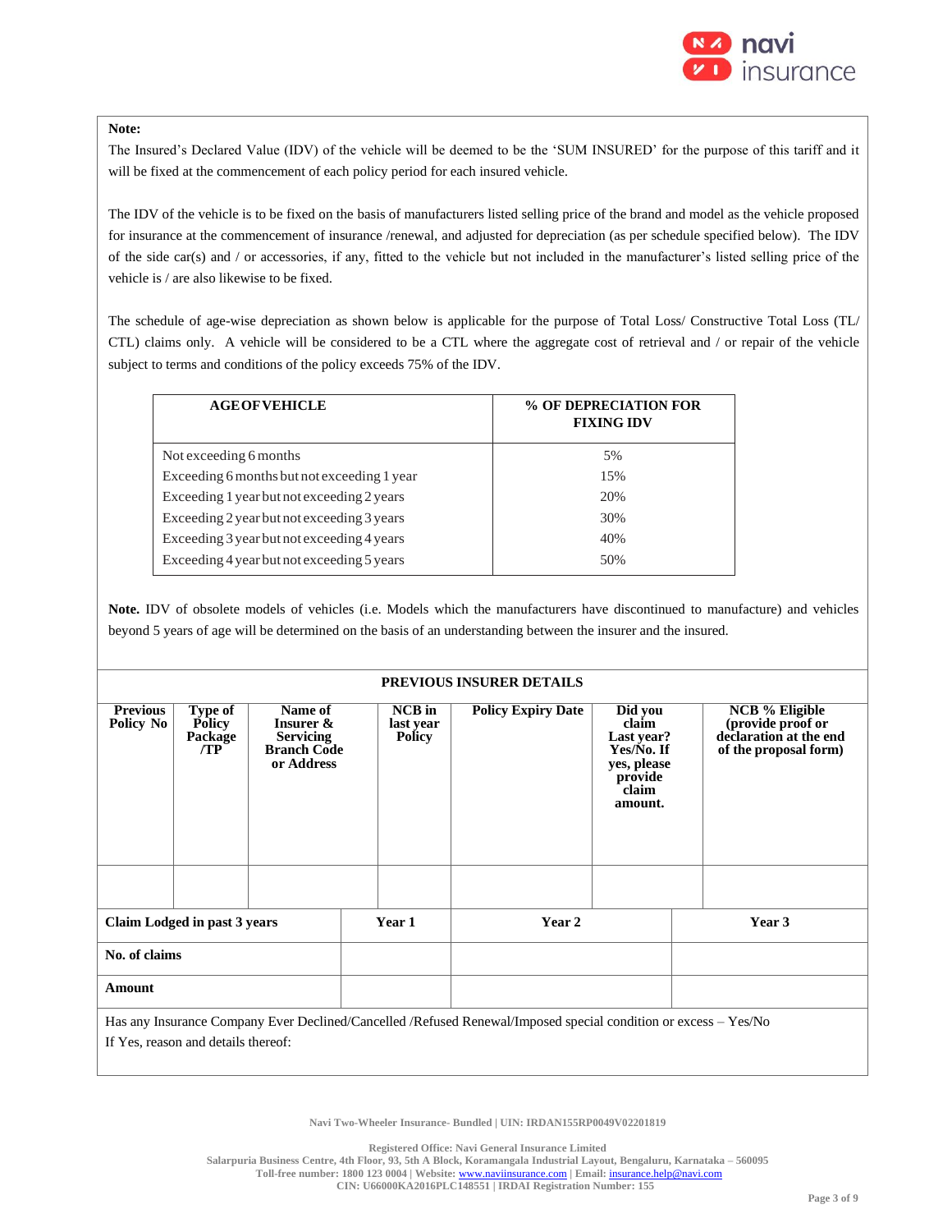**Note:**

The Insured's Declared Value (IDV) of the vehicle will be deemed to be the 'SUM INSURED' for the purpose of this tariff and it will be fixed at the commencement of each policy period for each insured vehicle.

The IDV of the vehicle is to be fixed on the basis of manufacturers listed selling price of the brand and model as the vehicle proposed for insurance at the commencement of insurance /renewal, and adjusted for depreciation (as per schedule specified below). The IDV of the side car(s) and / or accessories, if any, fitted to the vehicle but not included in the manufacturer's listed selling price of the vehicle is / are also likewise to be fixed.

The schedule of age-wise depreciation as shown below is applicable for the purpose of Total Loss/ Constructive Total Loss (TL/ CTL) claims only. A vehicle will be considered to be a CTL where the aggregate cost of retrieval and / or repair of the vehicle subject to terms and conditions of the policy exceeds 75% of the IDV.

| AGE OF VEHICLE | % OF DEPRECIATION FOR FIXING IDV |
|---|---|
| Not exceeding 6 months | 5% |
| Exceeding 6 months but not exceeding 1 year | 15% |
| Exceeding 1 year but not exceeding 2 years | 20% |
| Exceeding 2 year but not exceeding 3 years | 30% |
| Exceeding 3 year but not exceeding 4 years | 40% |
| Exceeding 4 year but not exceeding 5 years | 50% |

**Note.** IDV of obsolete models of vehicles (i.e. Models which the manufacturers have discontinued to manufacture) and vehicles beyond 5 years of age will be determined on the basis of an understanding between the insurer and the insured.

**PREVIOUS INSURER DETAILS**

| Previous Policy No | Type of Policy Package /TP | Name of Insurer & Servicing Branch Code or Address | NCB in last year Policy | Policy Expiry Date | Did you claim Last year? Yes/No. If yes, please provide claim amount. | NCB % Eligible (provide proof or declaration at the end of the proposal form) |
|---|---|---|---|---|---|---|
| | | | | | | |

| Claim Lodged in past 3 years | Year 1 | Year 2 | Year 3 |
|---|---|---|---|
| No. of claims | | | |
| Amount | | | |

Has any Insurance Company Ever Declined/Cancelled /Refused Renewal/Imposed special condition or excess – Yes/No

If Yes, reason and details thereof:

Navi Two-Wheeler Insurance- Bundled | UIN: IRDAN155RP0049V02201819

Registered Office: Navi General Insurance Limited
Salarpuria Business Centre, 4th Floor, 93, 5th A Block, Koramangala Industrial Layout, Bengaluru, Karnataka – 560095
Toll-free number: 1800 123 0004 | Website: www.naviinsurance.com | Email: insurance.help@navi.com
CIN: U66000KA2016PLC148551 | IRDAI Registration Number: 155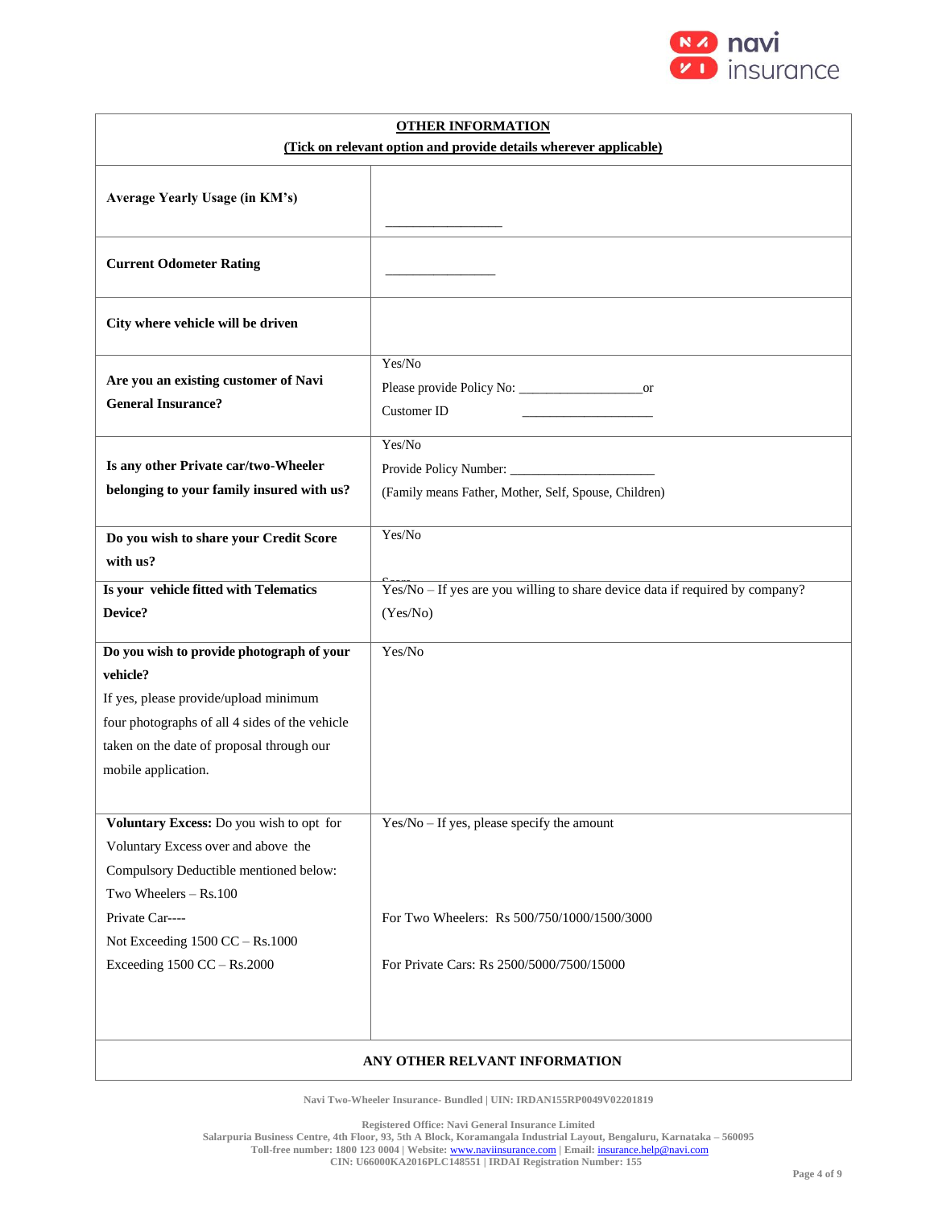| **OTHER INFORMATION** (Tick on relevant option and provide details wherever applicable) | |
|---|---|
| **Average Yearly Usage (in KM's)** | _________________ |
| **Current Odometer Rating** | ________________ |
| **City where vehicle will be driven** | |
| **Are you an existing customer of Navi General Insurance?** | Yes/No<br>Please provide Policy No: __________________or<br>Customer ID ___________________ |
| **Is any other Private car/two-Wheeler belonging to your family insured with us?** | Yes/No<br>Provide Policy Number: _____________________<br>(Family means Father, Mother, Self, Spouse, Children) |
| **Do you wish to share your Credit Score with us?** | Yes/No |
| **Is your vehicle fitted with Telematics Device?** | Yes/No – If yes are you willing to share device data if required by company? (Yes/No) |
| **Do you wish to provide photograph of your vehicle?**<br>If yes, please provide/upload minimum four photographs of all 4 sides of the vehicle taken on the date of proposal through our mobile application. | Yes/No |
| **Voluntary Excess:** Do you wish to opt for Voluntary Excess over and above the Compulsory Deductible mentioned below:<br>Two Wheelers – Rs.100<br>Private Car----<br>Not Exceeding 1500 CC – Rs.1000<br>Exceeding 1500 CC – Rs.2000 | Yes/No – If yes, please specify the amount<br><br>For Two Wheelers: Rs 500/750/1000/1500/3000<br><br>For Private Cars: Rs 2500/5000/7500/15000 |
| **ANY OTHER RELVANT INFORMATION** | |

Navi Two-Wheeler Insurance- Bundled | UIN: IRDAN155RP0049V02201819

Registered Office: Navi General Insurance Limited
Salarpuria Business Centre, 4th Floor, 93, 5th A Block, Koramangala Industrial Layout, Bengaluru, Karnataka – 560095
Toll-free number: 1800 123 0004 | Website: www.naviinsurance.com | Email: insurance.help@navi.com
CIN: U66000KA2016PLC148551 | IRDAI Registration Number: 155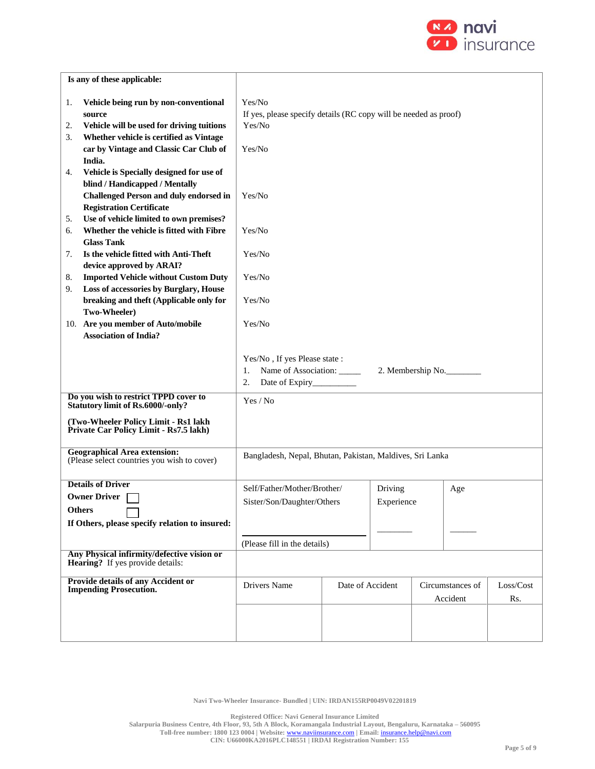| Is any of these applicable: | |
|---|---|
| 1. **Vehicle being run by non-conventional source** | Yes/No<br>If yes, please specify details (RC copy will be needed as proof) |
| 2. **Vehicle will be used for driving tuitions** | Yes/No |
| 3. **Whether vehicle is certified as Vintage car by Vintage and Classic Car Club of India.** | Yes/No |
| 4. **Vehicle is Specially designed for use of blind / Handicapped / Mentally Challenged Person and duly endorsed in Registration Certificate** | Yes/No |
| 5. **Use of vehicle limited to own premises?** | |
| 6. **Whether the vehicle is fitted with Fibre Glass Tank** | Yes/No |
| 7. **Is the vehicle fitted with Anti-Theft device approved by ARAI?** | Yes/No |
| 8. **Imported Vehicle without Custom Duty** | Yes/No |
| 9. **Loss of accessories by Burglary, House breaking and theft (Applicable only for Two-Wheeler)** | Yes/No |
| 10. **Are you member of Auto/mobile Association of India?** | Yes/No |
| | Yes/No , If yes Please state :<br>1. Name of Association: _____ 2. Membership No.________<br>2. Date of Expiry__________ |
| **Do you wish to restrict TPPD cover to Statutory limit of Rs.6000/-only?**<br><br>**(Two-Wheeler Policy Limit - Rs1 lakh Private Car Policy Limit - Rs7.5 lakh)** | Yes / No |
| **Geographical Area extension:**<br>(Please select countries you wish to cover) | Bangladesh, Nepal, Bhutan, Pakistan, Maldives, Sri Lanka |

| **Details of Driver** | | | |
|---|---|---|---|
| **Owner Driver** ☐<br>**Others** ☐<br>**If Others, please specify relation to insured:** | Self/Father/Mother/Brother/ Sister/Son/Daughter/Others<br><br>______________<br>(Please fill in the details) | Driving Experience<br><br>________ | Age<br><br>______ |
| **Any Physical infirmity/defective vision or Hearing?** If yes provide details: | | | |

| **Provide details of any Accident or Impending Prosecution.** | Drivers Name | Date of Accident | Circumstances of Accident | Loss/Cost Rs. |
|---|---|---|---|---|
| | | | | |

Navi Two-Wheeler Insurance- Bundled | UIN: IRDAN155RP0049V02201819

Registered Office: Navi General Insurance Limited
Salarpuria Business Centre, 4th Floor, 93, 5th A Block, Koramangala Industrial Layout, Bengaluru, Karnataka – 560095
Toll-free number: 1800 123 0004 | Website: www.naviinsurance.com | Email: insurance.help@navi.com
CIN: U66000KA2016PLC148551 | IRDAI Registration Number: 155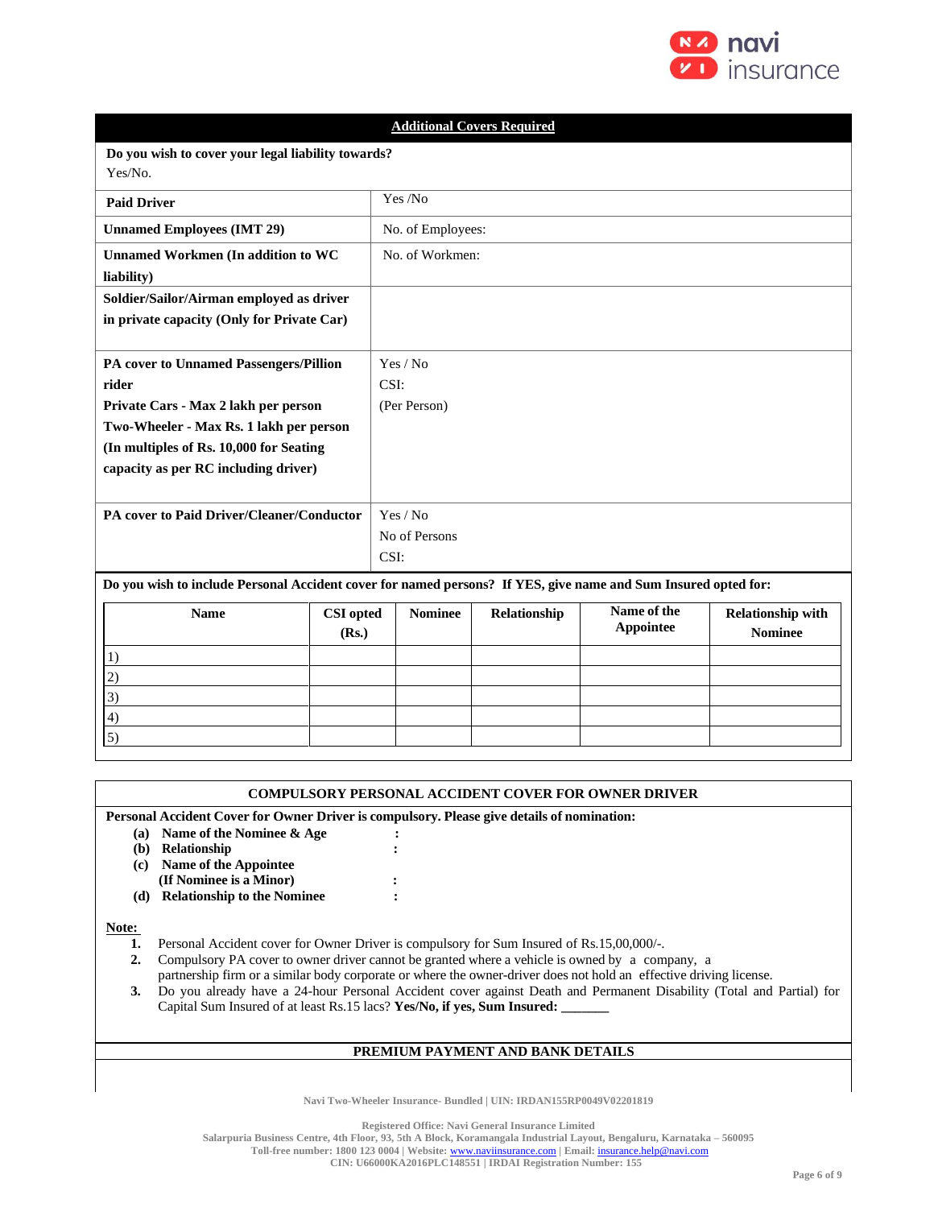## Additional Covers Required

**Do you wish to cover your legal liability towards?**
Yes/No.

| | |
|---|---|
| **Paid Driver** | Yes /No |
| **Unnamed Employees (IMT 29)** | No. of Employees: |
| **Unnamed Workmen (In addition to WC liability)** | No. of Workmen: |
| **Soldier/Sailor/Airman employed as driver in private capacity (Only for Private Car)** | |
| **PA cover to Unnamed Passengers/Pillion rider**<br>**Private Cars - Max 2 lakh per person**<br>**Two-Wheeler - Max Rs. 1 lakh per person**<br>**(In multiples of Rs. 10,000 for Seating capacity as per RC including driver)** | Yes / No<br>CSI:<br>(Per Person) |
| **PA cover to Paid Driver/Cleaner/Conductor** | Yes / No<br>No of Persons<br>CSI: |

**Do you wish to include Personal Accident cover for named persons? If YES, give name and Sum Insured opted for:**

| Name | CSI opted (Rs.) | Nominee | Relationship | Name of the Appointee | Relationship with Nominee |
|---|---|---|---|---|---|
| 1) | | | | | |
| 2) | | | | | |
| 3) | | | | | |
| 4) | | | | | |
| 5) | | | | | |

## COMPULSORY PERSONAL ACCIDENT COVER FOR OWNER DRIVER

**Personal Accident Cover for Owner Driver is compulsory. Please give details of nomination:**

- **(a) Name of the Nominee & Age** :
- **(b) Relationship** :
- **(c) Name of the Appointee (If Nominee is a Minor)** :
- **(d) Relationship to the Nominee** :

**Note:**

1. Personal Accident cover for Owner Driver is compulsory for Sum Insured of Rs.15,00,000/-.
2. Compulsory PA cover to owner driver cannot be granted where a vehicle is owned by a company, a partnership firm or a similar body corporate or where the owner-driver does not hold an effective driving license.
3. Do you already have a 24-hour Personal Accident cover against Death and Permanent Disability (Total and Partial) for Capital Sum Insured of at least Rs.15 lacs? **Yes/No, if yes, Sum Insured: _______**

## PREMIUM PAYMENT AND BANK DETAILS

Navi Two-Wheeler Insurance- Bundled | UIN: IRDAN155RP0049V02201819

Registered Office: Navi General Insurance Limited
Salarpuria Business Centre, 4th Floor, 93, 5th A Block, Koramangala Industrial Layout, Bengaluru, Karnataka – 560095
Toll-free number: 1800 123 0004 | Website: www.naviinsurance.com | Email: insurance.help@navi.com
CIN: U66000KA2016PLC148551 | IRDAI Registration Number: 155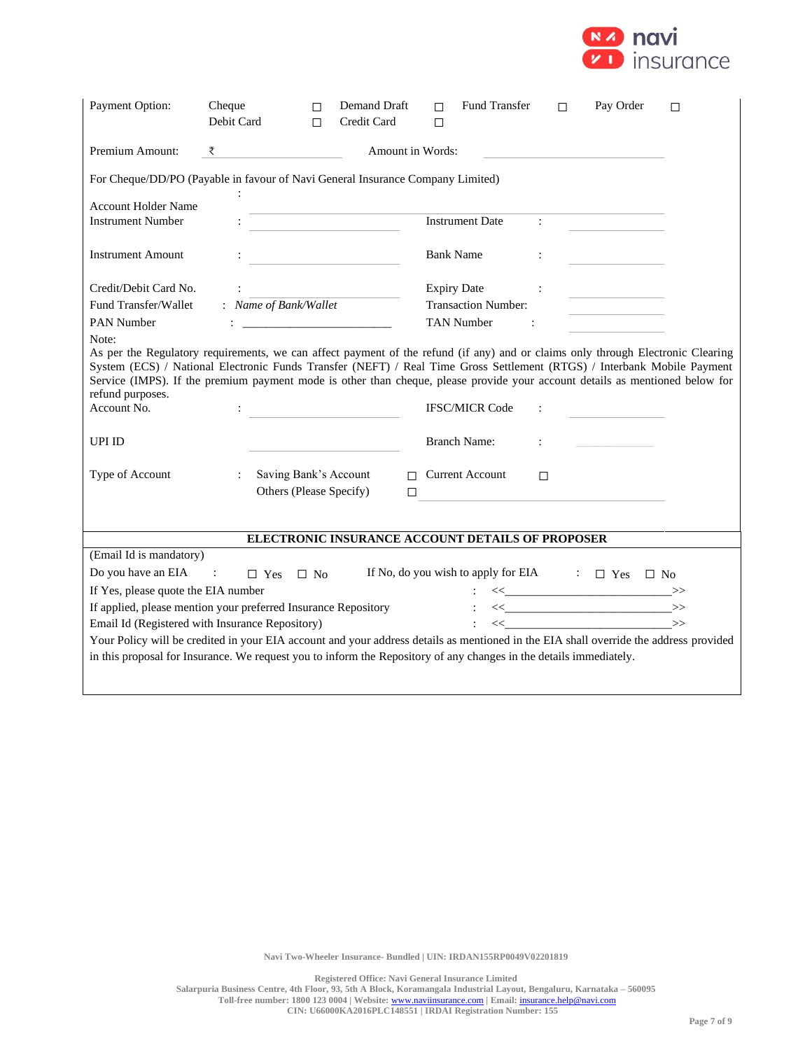Payment Option: Cheque ☐ Demand Draft ☐ Fund Transfer ☐ Pay Order ☐
Debit Card ☐ Credit Card ☐

Premium Amount: ₹ ____________________ Amount in Words: ____________________

For Cheque/DD/PO (Payable in favour of Navi General Insurance Company Limited)

| | | | | |
|---|---|---|---|---|
| Account Holder Name | : ____________________ | | | |
| Instrument Number | : ____________________ | Instrument Date | : | ____________ |
| Instrument Amount | : ____________________ | Bank Name | : | ____________ |
| Credit/Debit Card No. | : ____________________ | Expiry Date | : | ____________ |
| Fund Transfer/Wallet | : *Name of Bank/Wallet* | Transaction Number: | | ____________ |
| PAN Number | : ____________________ | TAN Number | : | ____________ |

Note:
As per the Regulatory requirements, we can affect payment of the refund (if any) and or claims only through Electronic Clearing System (ECS) / National Electronic Funds Transfer (NEFT) / Real Time Gross Settlement (RTGS) / Interbank Mobile Payment Service (IMPS). If the premium payment mode is other than cheque, please provide your account details as mentioned below for refund purposes.

| | | | | |
|---|---|---|---|---|
| Account No. | : ____________________ | IFSC/MICR Code | : | ____________ |
| UPI ID | ____________________ | Branch Name: | : | ____________ |

Type of Account : Saving Bank's Account ☐ Current Account ☐
Others (Please Specify) ☐ ____________________

## ELECTRONIC INSURANCE ACCOUNT DETAILS OF PROPOSER

(Email Id is mandatory)

Do you have an EIA : ☐ Yes ☐ No  If No, do you wish to apply for EIA : ☐ Yes ☐ No

If Yes, please quote the EIA number : <<____________________>>

If applied, please mention your preferred Insurance Repository : <<____________________>>

Email Id (Registered with Insurance Repository) : <<____________________>>

Your Policy will be credited in your EIA account and your address details as mentioned in the EIA shall override the address provided in this proposal for Insurance. We request you to inform the Repository of any changes in the details immediately.

**Navi Two-Wheeler Insurance- Bundled | UIN: IRDAN155RP0049V02201819**

**Registered Office: Navi General Insurance Limited**
**Salarpuria Business Centre, 4th Floor, 93, 5th A Block, Koramangala Industrial Layout, Bengaluru, Karnataka – 560095**
**Toll-free number: 1800 123 0004 | Website: www.naviinsurance.com | Email: insurance.help@navi.com**
**CIN: U66000KA2016PLC148551 | IRDAI Registration Number: 155**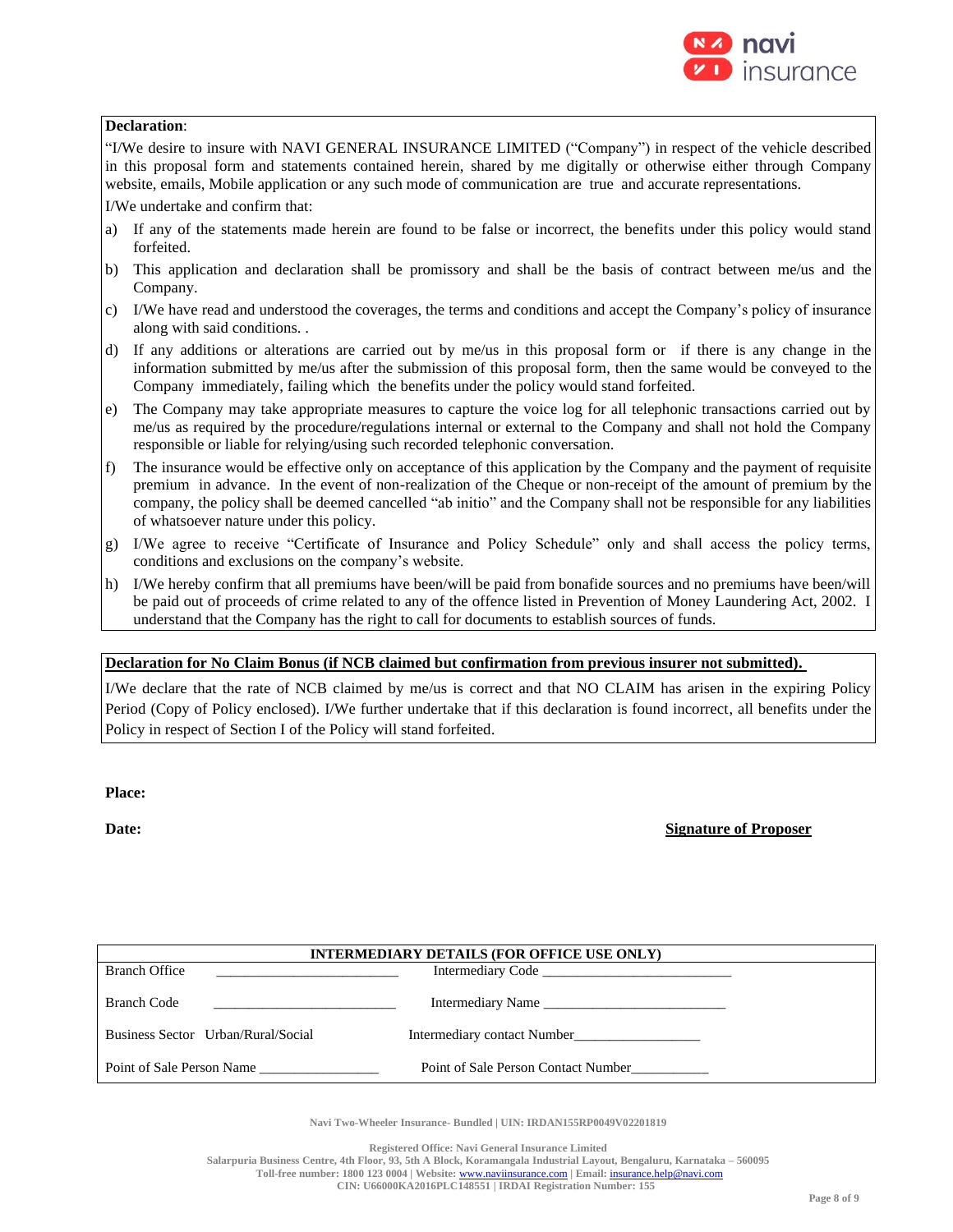**Declaration**:

"I/We desire to insure with NAVI GENERAL INSURANCE LIMITED ("Company") in respect of the vehicle described in this proposal form and statements contained herein, shared by me digitally or otherwise either through Company website, emails, Mobile application or any such mode of communication are true and accurate representations.

I/We undertake and confirm that:

a) If any of the statements made herein are found to be false or incorrect, the benefits under this policy would stand forfeited.

b) This application and declaration shall be promissory and shall be the basis of contract between me/us and the Company.

c) I/We have read and understood the coverages, the terms and conditions and accept the Company's policy of insurance along with said conditions. .

d) If any additions or alterations are carried out by me/us in this proposal form or if there is any change in the information submitted by me/us after the submission of this proposal form, then the same would be conveyed to the Company immediately, failing which the benefits under the policy would stand forfeited.

e) The Company may take appropriate measures to capture the voice log for all telephonic transactions carried out by me/us as required by the procedure/regulations internal or external to the Company and shall not hold the Company responsible or liable for relying/using such recorded telephonic conversation.

f) The insurance would be effective only on acceptance of this application by the Company and the payment of requisite premium in advance. In the event of non-realization of the Cheque or non-receipt of the amount of premium by the company, the policy shall be deemed cancelled "ab initio" and the Company shall not be responsible for any liabilities of whatsoever nature under this policy.

g) I/We agree to receive "Certificate of Insurance and Policy Schedule" only and shall access the policy terms, conditions and exclusions on the company's website.

h) I/We hereby confirm that all premiums have been/will be paid from bonafide sources and no premiums have been/will be paid out of proceeds of crime related to any of the offence listed in Prevention of Money Laundering Act, 2002. I understand that the Company has the right to call for documents to establish sources of funds.

**Declaration for No Claim Bonus (if NCB claimed but confirmation from previous insurer not submitted).**

I/We declare that the rate of NCB claimed by me/us is correct and that NO CLAIM has arisen in the expiring Policy Period (Copy of Policy enclosed). I/We further undertake that if this declaration is found incorrect, all benefits under the Policy in respect of Section I of the Policy will stand forfeited.

**Place:**

**Date:**

**Signature of Proposer**

| INTERMEDIARY DETAILS (FOR OFFICE USE ONLY) | |
|---|---|
| Branch Office ______________________ | Intermediary Code ______________________ |
| Branch Code ______________________ | Intermediary Name ______________________ |
| Business Sector Urban/Rural/Social | Intermediary contact Number________________ |
| Point of Sale Person Name ________________ | Point of Sale Person Contact Number__________ |

Navi Two-Wheeler Insurance- Bundled | UIN: IRDAN155RP0049V02201819

Registered Office: Navi General Insurance Limited
Salarpuria Business Centre, 4th Floor, 93, 5th A Block, Koramangala Industrial Layout, Bengaluru, Karnataka – 560095
Toll-free number: 1800 123 0004 | Website: www.naviinsurance.com | Email: insurance.help@navi.com
CIN: U66000KA2016PLC148551 | IRDAI Registration Number: 155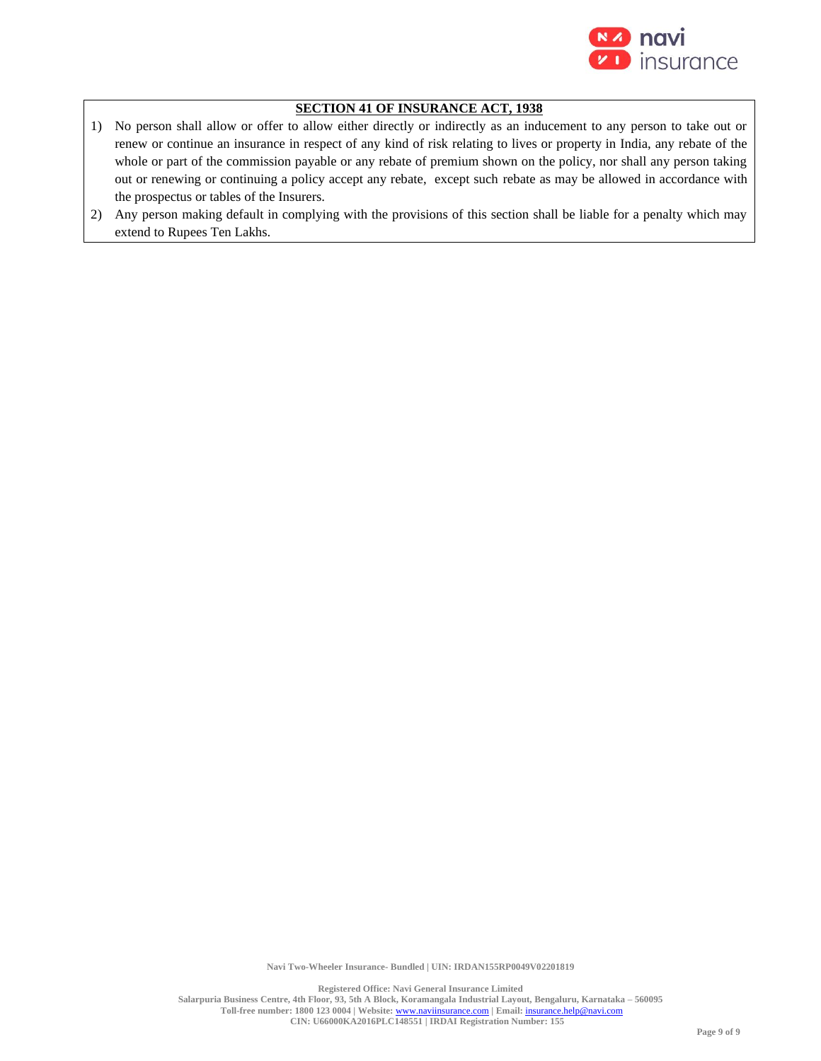## SECTION 41 OF INSURANCE ACT, 1938

1) No person shall allow or offer to allow either directly or indirectly as an inducement to any person to take out or renew or continue an insurance in respect of any kind of risk relating to lives or property in India, any rebate of the whole or part of the commission payable or any rebate of premium shown on the policy, nor shall any person taking out or renewing or continuing a policy accept any rebate, except such rebate as may be allowed in accordance with the prospectus or tables of the Insurers.
2) Any person making default in complying with the provisions of this section shall be liable for a penalty which may extend to Rupees Ten Lakhs.